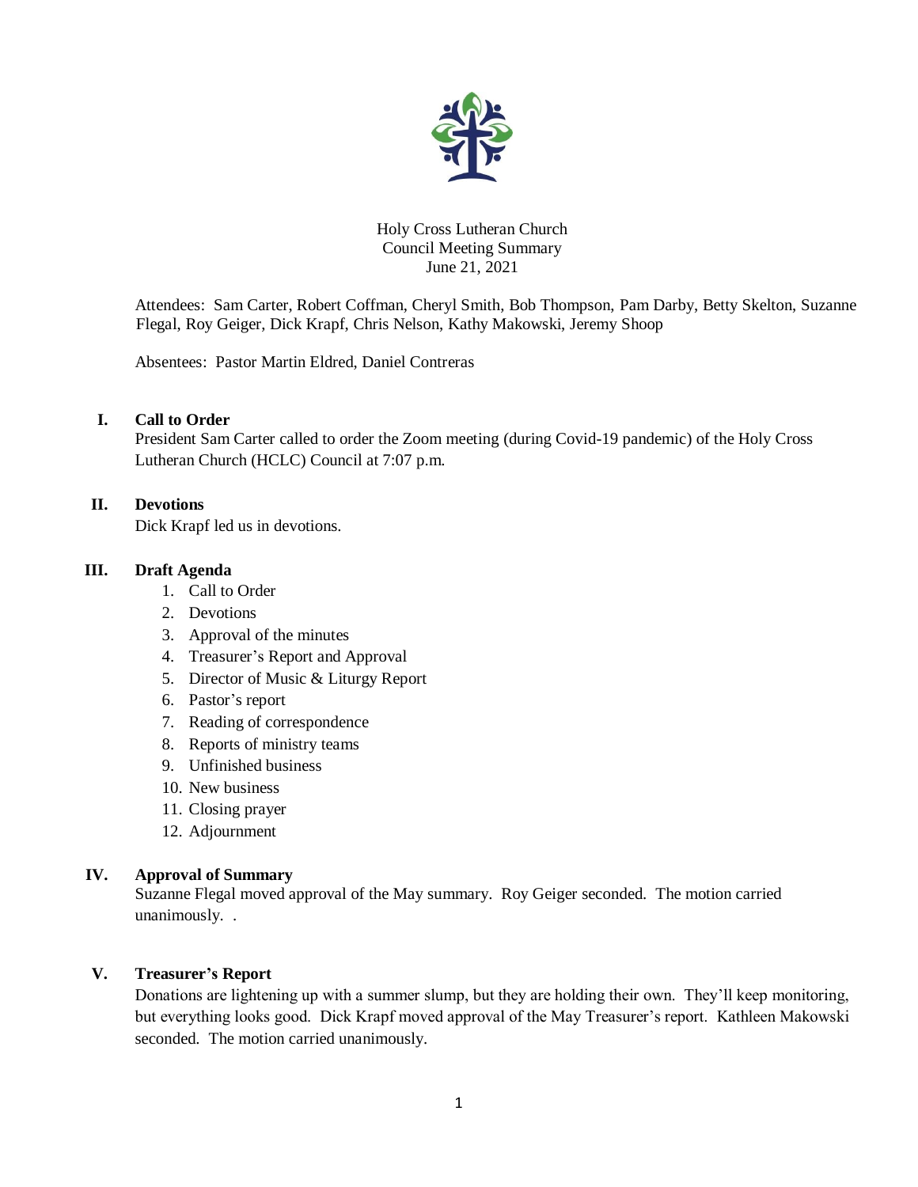Holy Cross Lutheran Church
Council Meeting Summary
June 21, 2021

Attendees: Sam Carter, Robert Coffman, Cheryl Smith, Bob Thompson, Pam Darby, Betty Skelton, Suzanne Flegal, Roy Geiger, Dick Krapf, Chris Nelson, Kathy Makowski, Jeremy Shoop

Absentees: Pastor Martin Eldred, Daniel Contreras

## I. Call to Order

President Sam Carter called to order the Zoom meeting (during Covid-19 pandemic) of the Holy Cross Lutheran Church (HCLC) Council at 7:07 p.m.

## II. Devotions

Dick Krapf led us in devotions.

## III. Draft Agenda

1. Call to Order
2. Devotions
3. Approval of the minutes
4. Treasurer's Report and Approval
5. Director of Music & Liturgy Report
6. Pastor's report
7. Reading of correspondence
8. Reports of ministry teams
9. Unfinished business
10. New business
11. Closing prayer
12. Adjournment

## IV. Approval of Summary

Suzanne Flegal moved approval of the May summary. Roy Geiger seconded. The motion carried unanimously. .

## V. Treasurer's Report

Donations are lightening up with a summer slump, but they are holding their own. They'll keep monitoring, but everything looks good. Dick Krapf moved approval of the May Treasurer's report. Kathleen Makowski seconded. The motion carried unanimously.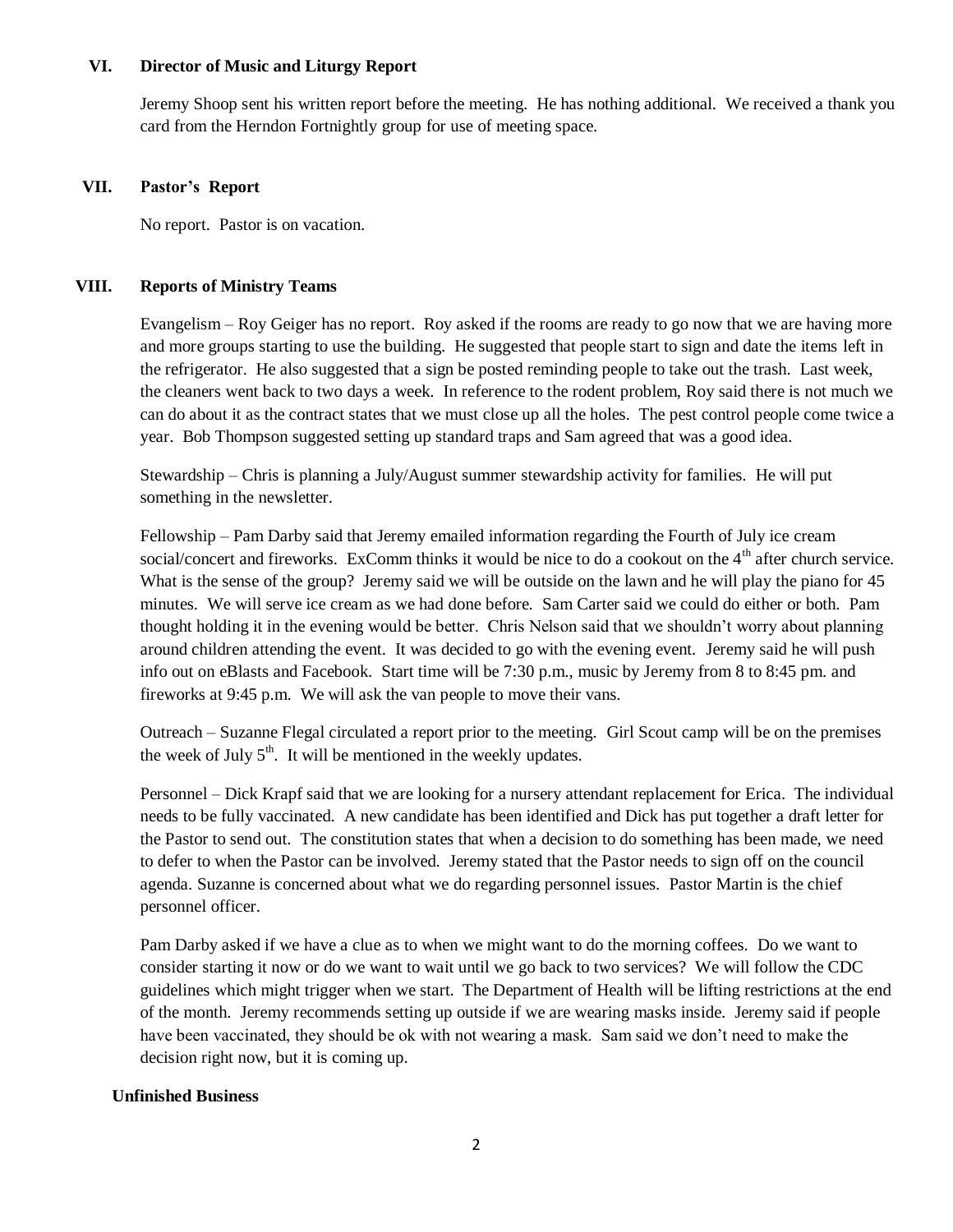## VI. Director of Music and Liturgy Report

Jeremy Shoop sent his written report before the meeting. He has nothing additional. We received a thank you card from the Herndon Fortnightly group for use of meeting space.

## VII. Pastor's Report

No report. Pastor is on vacation.

## VIII. Reports of Ministry Teams

Evangelism – Roy Geiger has no report. Roy asked if the rooms are ready to go now that we are having more and more groups starting to use the building. He suggested that people start to sign and date the items left in the refrigerator. He also suggested that a sign be posted reminding people to take out the trash. Last week, the cleaners went back to two days a week. In reference to the rodent problem, Roy said there is not much we can do about it as the contract states that we must close up all the holes. The pest control people come twice a year. Bob Thompson suggested setting up standard traps and Sam agreed that was a good idea.

Stewardship – Chris is planning a July/August summer stewardship activity for families. He will put something in the newsletter.

Fellowship – Pam Darby said that Jeremy emailed information regarding the Fourth of July ice cream social/concert and fireworks. ExComm thinks it would be nice to do a cookout on the 4th after church service. What is the sense of the group? Jeremy said we will be outside on the lawn and he will play the piano for 45 minutes. We will serve ice cream as we had done before. Sam Carter said we could do either or both. Pam thought holding it in the evening would be better. Chris Nelson said that we shouldn't worry about planning around children attending the event. It was decided to go with the evening event. Jeremy said he will push info out on eBlasts and Facebook. Start time will be 7:30 p.m., music by Jeremy from 8 to 8:45 pm. and fireworks at 9:45 p.m. We will ask the van people to move their vans.

Outreach – Suzanne Flegal circulated a report prior to the meeting. Girl Scout camp will be on the premises the week of July 5th. It will be mentioned in the weekly updates.

Personnel – Dick Krapf said that we are looking for a nursery attendant replacement for Erica. The individual needs to be fully vaccinated. A new candidate has been identified and Dick has put together a draft letter for the Pastor to send out. The constitution states that when a decision to do something has been made, we need to defer to when the Pastor can be involved. Jeremy stated that the Pastor needs to sign off on the council agenda. Suzanne is concerned about what we do regarding personnel issues. Pastor Martin is the chief personnel officer.

Pam Darby asked if we have a clue as to when we might want to do the morning coffees. Do we want to consider starting it now or do we want to wait until we go back to two services? We will follow the CDC guidelines which might trigger when we start. The Department of Health will be lifting restrictions at the end of the month. Jeremy recommends setting up outside if we are wearing masks inside. Jeremy said if people have been vaccinated, they should be ok with not wearing a mask. Sam said we don't need to make the decision right now, but it is coming up.

## Unfinished Business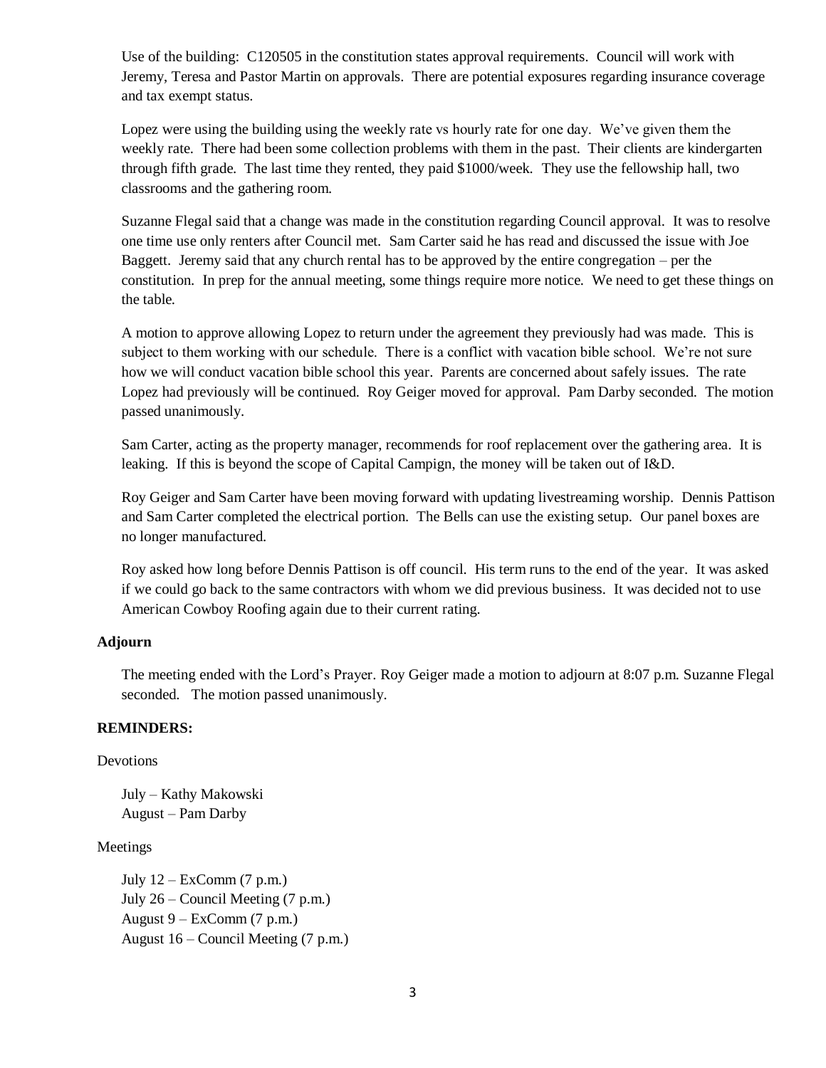Use of the building: C120505 in the constitution states approval requirements. Council will work with Jeremy, Teresa and Pastor Martin on approvals. There are potential exposures regarding insurance coverage and tax exempt status.

Lopez were using the building using the weekly rate vs hourly rate for one day. We've given them the weekly rate. There had been some collection problems with them in the past. Their clients are kindergarten through fifth grade. The last time they rented, they paid $1000/week. They use the fellowship hall, two classrooms and the gathering room.

Suzanne Flegal said that a change was made in the constitution regarding Council approval. It was to resolve one time use only renters after Council met. Sam Carter said he has read and discussed the issue with Joe Baggett. Jeremy said that any church rental has to be approved by the entire congregation – per the constitution. In prep for the annual meeting, some things require more notice. We need to get these things on the table.

A motion to approve allowing Lopez to return under the agreement they previously had was made. This is subject to them working with our schedule. There is a conflict with vacation bible school. We're not sure how we will conduct vacation bible school this year. Parents are concerned about safely issues. The rate Lopez had previously will be continued. Roy Geiger moved for approval. Pam Darby seconded. The motion passed unanimously.

Sam Carter, acting as the property manager, recommends for roof replacement over the gathering area. It is leaking. If this is beyond the scope of Capital Campign, the money will be taken out of I&D.

Roy Geiger and Sam Carter have been moving forward with updating livestreaming worship. Dennis Pattison and Sam Carter completed the electrical portion. The Bells can use the existing setup. Our panel boxes are no longer manufactured.

Roy asked how long before Dennis Pattison is off council. His term runs to the end of the year. It was asked if we could go back to the same contractors with whom we did previous business. It was decided not to use American Cowboy Roofing again due to their current rating.

**Adjourn**

The meeting ended with the Lord's Prayer. Roy Geiger made a motion to adjourn at 8:07 p.m. Suzanne Flegal seconded. The motion passed unanimously.

**REMINDERS:**

Devotions

July – Kathy Makowski
August – Pam Darby

Meetings

July 12 – ExComm (7 p.m.)
July 26 – Council Meeting (7 p.m.)
August 9 – ExComm (7 p.m.)
August 16 – Council Meeting (7 p.m.)